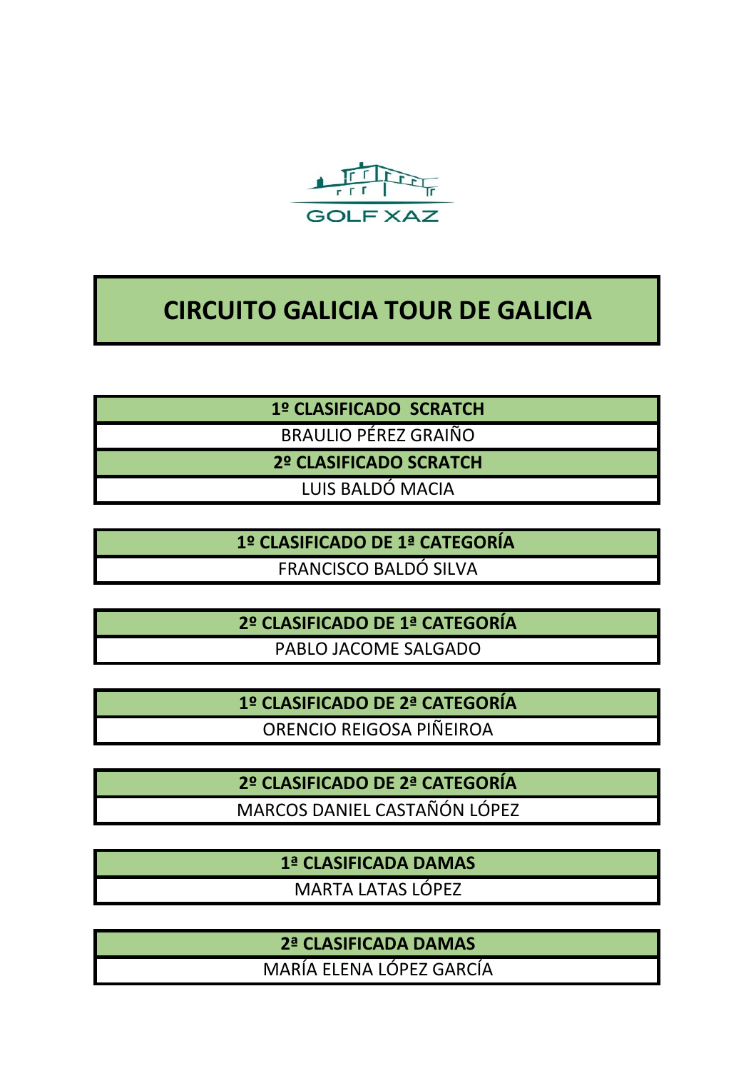GOLF XAZ

# CIRCUITO GALICIA TOUR DE GALICIA

| 1º CLASIFICADO SCRATCH |
|---|
| BRAULIO PÉREZ GRAIÑO |
| **2º CLASIFICADO SCRATCH** |
| LUIS BALDÓ MACIA |

| 1º CLASIFICADO DE 1ª CATEGORÍA |
|---|
| FRANCISCO BALDÓ SILVA |

| 2º CLASIFICADO DE 1ª CATEGORÍA |
|---|
| PABLO JACOME SALGADO |

| 1º CLASIFICADO DE 2ª CATEGORÍA |
|---|
| ORENCIO REIGOSA PIÑEIROA |

| 2º CLASIFICADO DE 2ª CATEGORÍA |
|---|
| MARCOS DANIEL CASTAÑÓN LÓPEZ |

| 1ª CLASIFICADA DAMAS |
|---|
| MARTA LATAS LÓPEZ |

| 2ª CLASIFICADA DAMAS |
|---|
| MARÍA ELENA LÓPEZ GARCÍA |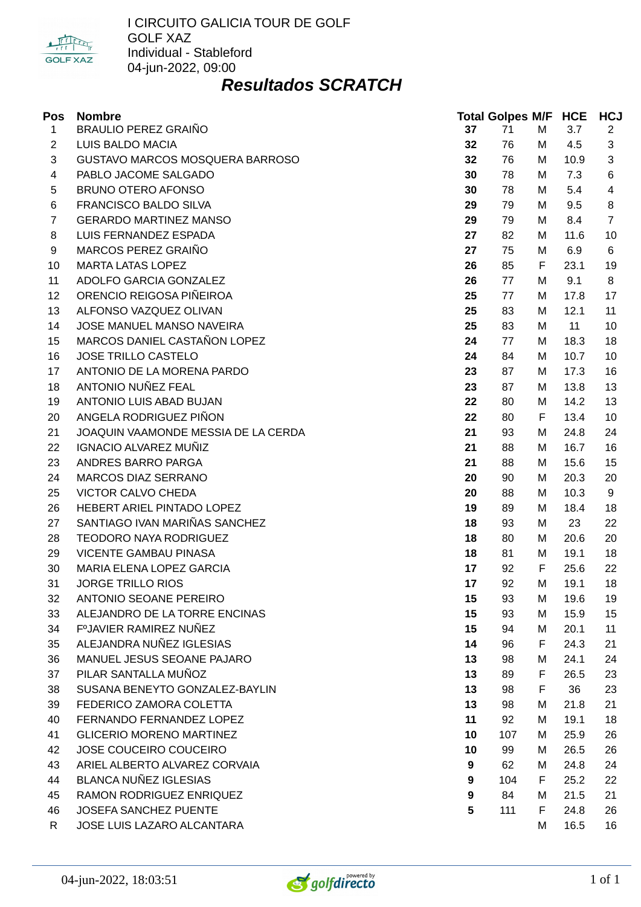I CIRCUITO GALICIA TOUR DE GOLF
GOLF XAZ
Individual - Stableford
04-jun-2022, 09:00

## *Resultados SCRATCH*

| Pos | Nombre | Total | Golpes | M/F | HCE | HCJ |
|---|---|---|---|---|---|---|
| 1 | BRAULIO PEREZ GRAIÑO | **37** | 71 | M | 3.7 | 2 |
| 2 | LUIS BALDO MACIA | **32** | 76 | M | 4.5 | 3 |
| 3 | GUSTAVO MARCOS MOSQUERA BARROSO | **32** | 76 | M | 10.9 | 3 |
| 4 | PABLO JACOME SALGADO | **30** | 78 | M | 7.3 | 6 |
| 5 | BRUNO OTERO AFONSO | **30** | 78 | M | 5.4 | 4 |
| 6 | FRANCISCO BALDO SILVA | **29** | 79 | M | 9.5 | 8 |
| 7 | GERARDO MARTINEZ MANSO | **29** | 79 | M | 8.4 | 7 |
| 8 | LUIS FERNANDEZ ESPADA | **27** | 82 | M | 11.6 | 10 |
| 9 | MARCOS PEREZ GRAIÑO | **27** | 75 | M | 6.9 | 6 |
| 10 | MARTA LATAS LOPEZ | **26** | 85 | F | 23.1 | 19 |
| 11 | ADOLFO GARCIA GONZALEZ | **26** | 77 | M | 9.1 | 8 |
| 12 | ORENCIO REIGOSA PIÑEIROA | **25** | 77 | M | 17.8 | 17 |
| 13 | ALFONSO VAZQUEZ OLIVAN | **25** | 83 | M | 12.1 | 11 |
| 14 | JOSE MANUEL MANSO NAVEIRA | **25** | 83 | M | 11 | 10 |
| 15 | MARCOS DANIEL CASTAÑON LOPEZ | **24** | 77 | M | 18.3 | 18 |
| 16 | JOSE TRILLO CASTELO | **24** | 84 | M | 10.7 | 10 |
| 17 | ANTONIO DE LA MORENA PARDO | **23** | 87 | M | 17.3 | 16 |
| 18 | ANTONIO NUÑEZ FEAL | **23** | 87 | M | 13.8 | 13 |
| 19 | ANTONIO LUIS ABAD BUJAN | **22** | 80 | M | 14.2 | 13 |
| 20 | ANGELA RODRIGUEZ PIÑON | **22** | 80 | F | 13.4 | 10 |
| 21 | JOAQUIN VAAMONDE MESSIA DE LA CERDA | **21** | 93 | M | 24.8 | 24 |
| 22 | IGNACIO ALVAREZ MUÑIZ | **21** | 88 | M | 16.7 | 16 |
| 23 | ANDRES BARRO PARGA | **21** | 88 | M | 15.6 | 15 |
| 24 | MARCOS DIAZ SERRANO | **20** | 90 | M | 20.3 | 20 |
| 25 | VICTOR CALVO CHEDA | **20** | 88 | M | 10.3 | 9 |
| 26 | HEBERT ARIEL PINTADO LOPEZ | **19** | 89 | M | 18.4 | 18 |
| 27 | SANTIAGO IVAN MARIÑAS SANCHEZ | **18** | 93 | M | 23 | 22 |
| 28 | TEODORO NAYA RODRIGUEZ | **18** | 80 | M | 20.6 | 20 |
| 29 | VICENTE GAMBAU PINASA | **18** | 81 | M | 19.1 | 18 |
| 30 | MARIA ELENA LOPEZ GARCIA | **17** | 92 | F | 25.6 | 22 |
| 31 | JORGE TRILLO RIOS | **17** | 92 | M | 19.1 | 18 |
| 32 | ANTONIO SEOANE PEREIRO | **15** | 93 | M | 19.6 | 19 |
| 33 | ALEJANDRO DE LA TORRE ENCINAS | **15** | 93 | M | 15.9 | 15 |
| 34 | FºJAVIER RAMIREZ NUÑEZ | **15** | 94 | M | 20.1 | 11 |
| 35 | ALEJANDRA NUÑEZ IGLESIAS | **14** | 96 | F | 24.3 | 21 |
| 36 | MANUEL JESUS SEOANE PAJARO | **13** | 98 | M | 24.1 | 24 |
| 37 | PILAR SANTALLA MUÑOZ | **13** | 89 | F | 26.5 | 23 |
| 38 | SUSANA BENEYTO GONZALEZ-BAYLIN | **13** | 98 | F | 36 | 23 |
| 39 | FEDERICO ZAMORA COLETTA | **13** | 98 | M | 21.8 | 21 |
| 40 | FERNANDO FERNANDEZ LOPEZ | **11** | 92 | M | 19.1 | 18 |
| 41 | GLICERIO MORENO MARTINEZ | **10** | 107 | M | 25.9 | 26 |
| 42 | JOSE COUCEIRO COUCEIRO | **10** | 99 | M | 26.5 | 26 |
| 43 | ARIEL ALBERTO ALVAREZ CORVAIA | **9** | 62 | M | 24.8 | 24 |
| 44 | BLANCA NUÑEZ IGLESIAS | **9** | 104 | F | 25.2 | 22 |
| 45 | RAMON RODRIGUEZ ENRIQUEZ | **9** | 84 | M | 21.5 | 21 |
| 46 | JOSEFA SANCHEZ PUENTE | **5** | 111 | F | 24.8 | 26 |
| R | JOSE LUIS LAZARO ALCANTARA | | | M | 16.5 | 16 |

04-jun-2022, 18:03:51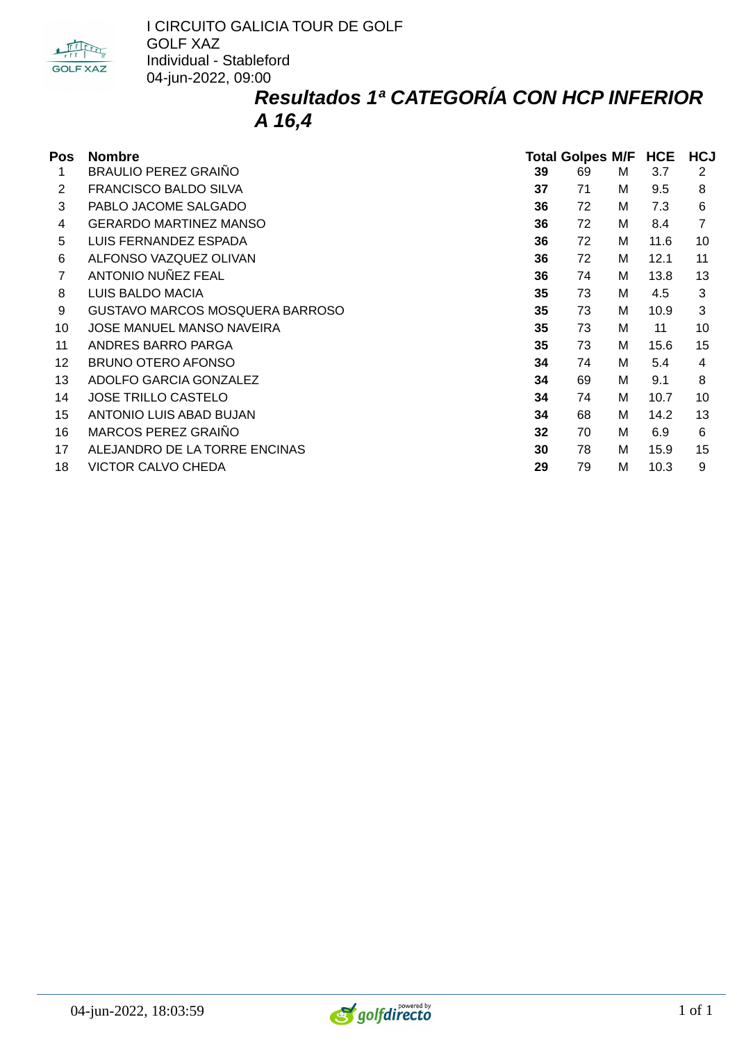I CIRCUITO GALICIA TOUR DE GOLF
GOLF XAZ
Individual - Stableford
04-jun-2022, 09:00

## *Resultados 1ª CATEGORÍA CON HCP INFERIOR A 16,4*

| Pos | Nombre | Total | Golpes | M/F | HCE | HCJ |
|---|---|---|---|---|---|---|
| 1 | BRAULIO PEREZ GRAIÑO | **39** | 69 | M | 3.7 | 2 |
| 2 | FRANCISCO BALDO SILVA | **37** | 71 | M | 9.5 | 8 |
| 3 | PABLO JACOME SALGADO | **36** | 72 | M | 7.3 | 6 |
| 4 | GERARDO MARTINEZ MANSO | **36** | 72 | M | 8.4 | 7 |
| 5 | LUIS FERNANDEZ ESPADA | **36** | 72 | M | 11.6 | 10 |
| 6 | ALFONSO VAZQUEZ OLIVAN | **36** | 72 | M | 12.1 | 11 |
| 7 | ANTONIO NUÑEZ FEAL | **36** | 74 | M | 13.8 | 13 |
| 8 | LUIS BALDO MACIA | **35** | 73 | M | 4.5 | 3 |
| 9 | GUSTAVO MARCOS MOSQUERA BARROSO | **35** | 73 | M | 10.9 | 3 |
| 10 | JOSE MANUEL MANSO NAVEIRA | **35** | 73 | M | 11 | 10 |
| 11 | ANDRES BARRO PARGA | **35** | 73 | M | 15.6 | 15 |
| 12 | BRUNO OTERO AFONSO | **34** | 74 | M | 5.4 | 4 |
| 13 | ADOLFO GARCIA GONZALEZ | **34** | 69 | M | 9.1 | 8 |
| 14 | JOSE TRILLO CASTELO | **34** | 74 | M | 10.7 | 10 |
| 15 | ANTONIO LUIS ABAD BUJAN | **34** | 68 | M | 14.2 | 13 |
| 16 | MARCOS PEREZ GRAIÑO | **32** | 70 | M | 6.9 | 6 |
| 17 | ALEJANDRO DE LA TORRE ENCINAS | **30** | 78 | M | 15.9 | 15 |
| 18 | VICTOR CALVO CHEDA | **29** | 79 | M | 10.3 | 9 |

04-jun-2022, 18:03:59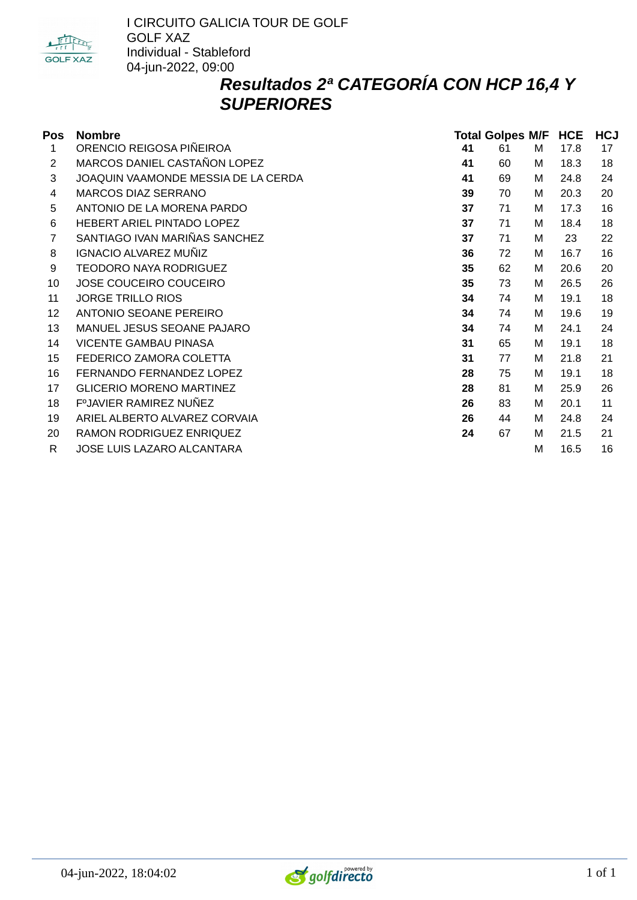I CIRCUITO GALICIA TOUR DE GOLF
GOLF XAZ
Individual - Stableford
04-jun-2022, 09:00

## *Resultados 2ª CATEGORÍA CON HCP 16,4 Y SUPERIORES*

| Pos | Nombre | Total | Golpes | M/F | HCE | HCJ |
|---|---|---|---|---|---|---|
| 1 | ORENCIO REIGOSA PIÑEIROA | **41** | 61 | M | 17.8 | 17 |
| 2 | MARCOS DANIEL CASTAÑON LOPEZ | **41** | 60 | M | 18.3 | 18 |
| 3 | JOAQUIN VAAMONDE MESSIA DE LA CERDA | **41** | 69 | M | 24.8 | 24 |
| 4 | MARCOS DIAZ SERRANO | **39** | 70 | M | 20.3 | 20 |
| 5 | ANTONIO DE LA MORENA PARDO | **37** | 71 | M | 17.3 | 16 |
| 6 | HEBERT ARIEL PINTADO LOPEZ | **37** | 71 | M | 18.4 | 18 |
| 7 | SANTIAGO IVAN MARIÑAS SANCHEZ | **37** | 71 | M | 23 | 22 |
| 8 | IGNACIO ALVAREZ MUÑIZ | **36** | 72 | M | 16.7 | 16 |
| 9 | TEODORO NAYA RODRIGUEZ | **35** | 62 | M | 20.6 | 20 |
| 10 | JOSE COUCEIRO COUCEIRO | **35** | 73 | M | 26.5 | 26 |
| 11 | JORGE TRILLO RIOS | **34** | 74 | M | 19.1 | 18 |
| 12 | ANTONIO SEOANE PEREIRO | **34** | 74 | M | 19.6 | 19 |
| 13 | MANUEL JESUS SEOANE PAJARO | **34** | 74 | M | 24.1 | 24 |
| 14 | VICENTE GAMBAU PINASA | **31** | 65 | M | 19.1 | 18 |
| 15 | FEDERICO ZAMORA COLETTA | **31** | 77 | M | 21.8 | 21 |
| 16 | FERNANDO FERNANDEZ LOPEZ | **28** | 75 | M | 19.1 | 18 |
| 17 | GLICERIO MORENO MARTINEZ | **28** | 81 | M | 25.9 | 26 |
| 18 | FºJAVIER RAMIREZ NUÑEZ | **26** | 83 | M | 20.1 | 11 |
| 19 | ARIEL ALBERTO ALVAREZ CORVAIA | **26** | 44 | M | 24.8 | 24 |
| 20 | RAMON RODRIGUEZ ENRIQUEZ | **24** | 67 | M | 21.5 | 21 |
| R | JOSE LUIS LAZARO ALCANTARA | | | M | 16.5 | 16 |

04-jun-2022, 18:04:02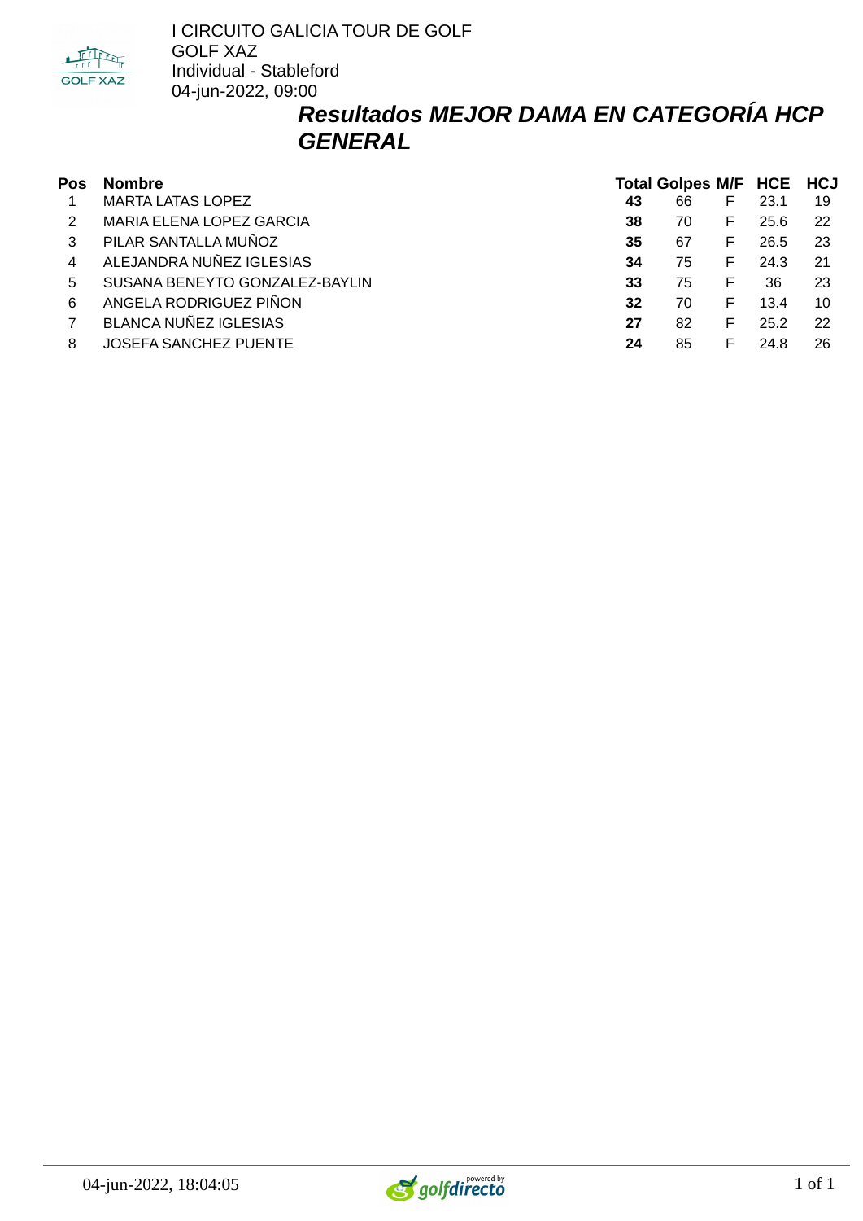I CIRCUITO GALICIA TOUR DE GOLF
GOLF XAZ
Individual - Stableford
04-jun-2022, 09:00

## *Resultados MEJOR DAMA EN CATEGORÍA HCP GENERAL*

| Pos | Nombre | Total | Golpes | M/F | HCE | HCJ |
|---|---|---|---|---|---|---|
| 1 | MARTA LATAS LOPEZ | **43** | 66 | F | 23.1 | 19 |
| 2 | MARIA ELENA LOPEZ GARCIA | **38** | 70 | F | 25.6 | 22 |
| 3 | PILAR SANTALLA MUÑOZ | **35** | 67 | F | 26.5 | 23 |
| 4 | ALEJANDRA NUÑEZ IGLESIAS | **34** | 75 | F | 24.3 | 21 |
| 5 | SUSANA BENEYTO GONZALEZ-BAYLIN | **33** | 75 | F | 36 | 23 |
| 6 | ANGELA RODRIGUEZ PIÑON | **32** | 70 | F | 13.4 | 10 |
| 7 | BLANCA NUÑEZ IGLESIAS | **27** | 82 | F | 25.2 | 22 |
| 8 | JOSEFA SANCHEZ PUENTE | **24** | 85 | F | 24.8 | 26 |

04-jun-2022, 18:04:05